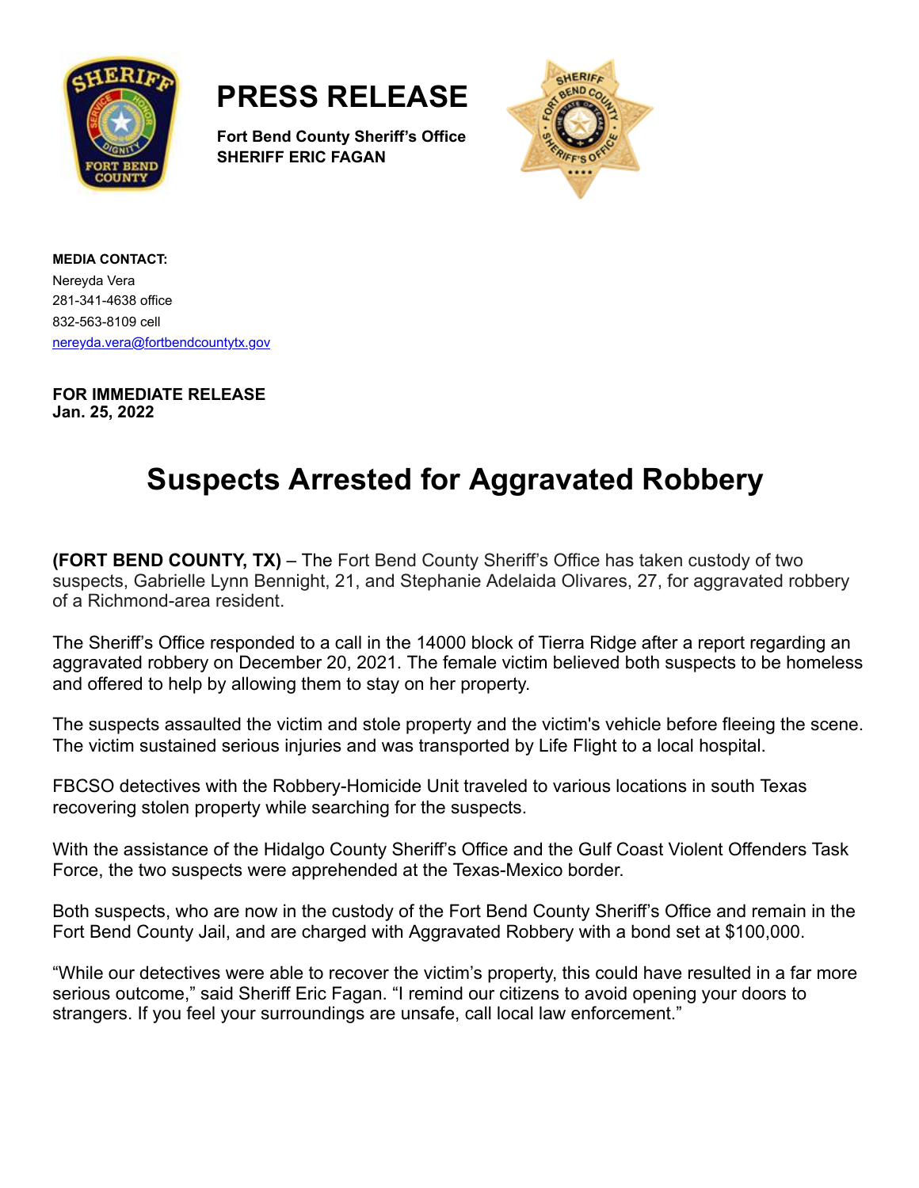# PRESS RELEASE

**Fort Bend County Sheriff's Office**
**SHERIFF ERIC FAGAN**

**MEDIA CONTACT:**
Nereyda Vera
281-341-4638 office
832-563-8109 cell
nereyda.vera@fortbendcountytx.gov

**FOR IMMEDIATE RELEASE**
**Jan. 25, 2022**

## Suspects Arrested for Aggravated Robbery

**(FORT BEND COUNTY, TX)** – The Fort Bend County Sheriff's Office has taken custody of two suspects, Gabrielle Lynn Bennight, 21, and Stephanie Adelaida Olivares, 27, for aggravated robbery of a Richmond-area resident.

The Sheriff's Office responded to a call in the 14000 block of Tierra Ridge after a report regarding an aggravated robbery on December 20, 2021. The female victim believed both suspects to be homeless and offered to help by allowing them to stay on her property.

The suspects assaulted the victim and stole property and the victim's vehicle before fleeing the scene. The victim sustained serious injuries and was transported by Life Flight to a local hospital.

FBCSO detectives with the Robbery-Homicide Unit traveled to various locations in south Texas recovering stolen property while searching for the suspects.

With the assistance of the Hidalgo County Sheriff's Office and the Gulf Coast Violent Offenders Task Force, the two suspects were apprehended at the Texas-Mexico border.

Both suspects, who are now in the custody of the Fort Bend County Sheriff's Office and remain in the Fort Bend County Jail, and are charged with Aggravated Robbery with a bond set at $100,000.

"While our detectives were able to recover the victim's property, this could have resulted in a far more serious outcome," said Sheriff Eric Fagan. "I remind our citizens to avoid opening your doors to strangers. If you feel your surroundings are unsafe, call local law enforcement."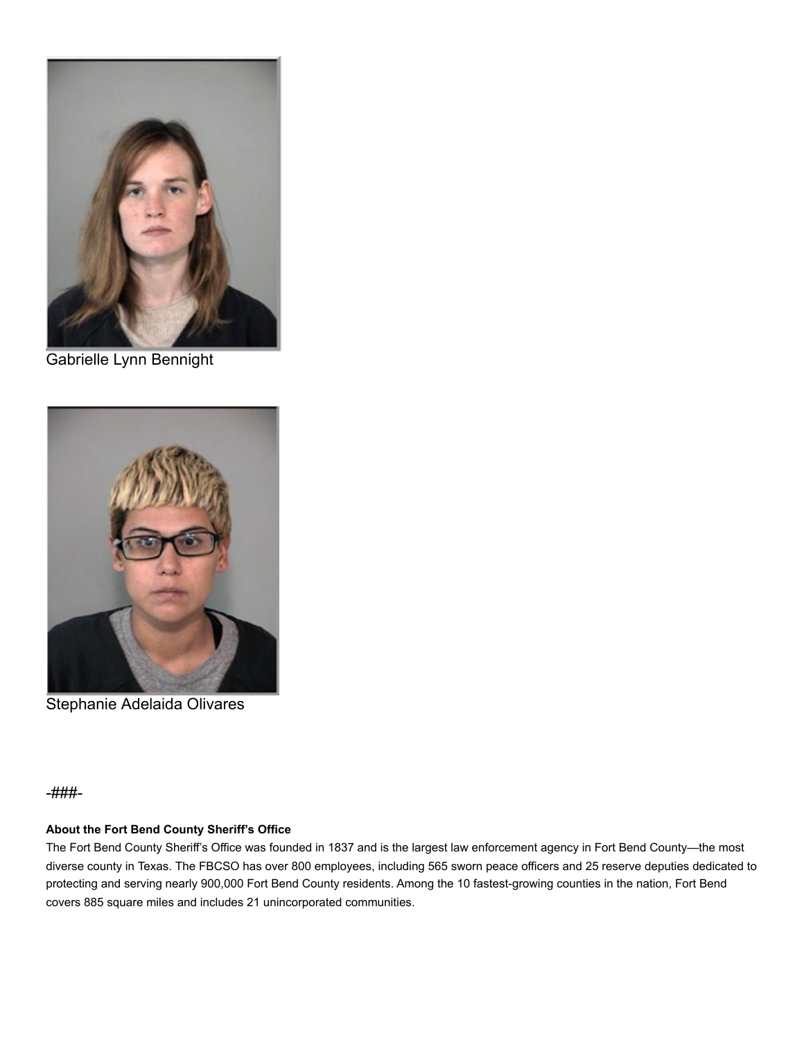Gabrielle Lynn Bennight

Stephanie Adelaida Olivares

-###-

**About the Fort Bend County Sheriff's Office**

The Fort Bend County Sheriff's Office was founded in 1837 and is the largest law enforcement agency in Fort Bend County—the most diverse county in Texas. The FBCSO has over 800 employees, including 565 sworn peace officers and 25 reserve deputies dedicated to protecting and serving nearly 900,000 Fort Bend County residents. Among the 10 fastest-growing counties in the nation, Fort Bend covers 885 square miles and includes 21 unincorporated communities.